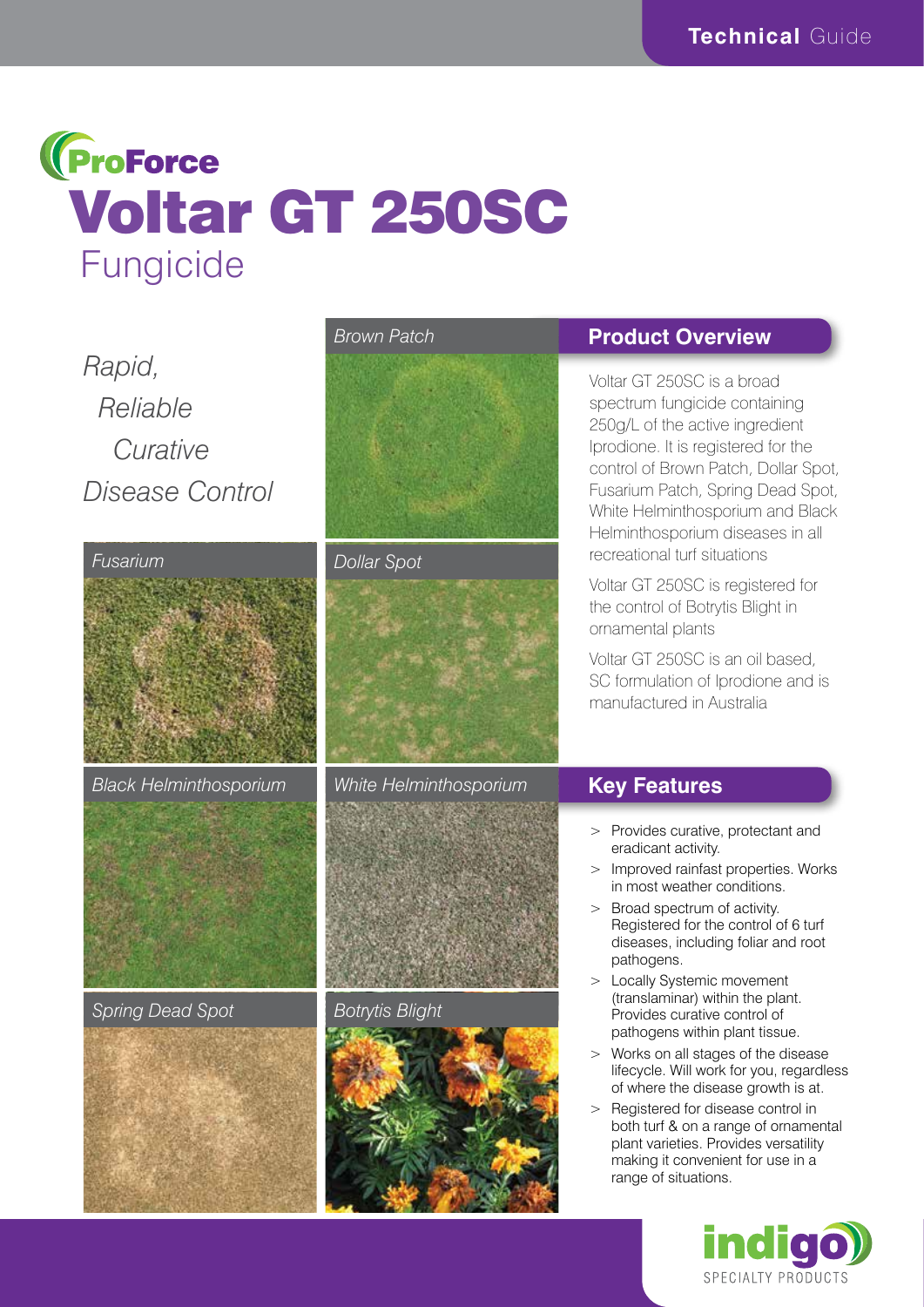ProForce

# Voltar GT 250SC

## Fungicide

*Rapid, Reliable Curative Disease Control*

*Brown Patch*

*Fusarium*

*Dollar Spot*

*Black Helminthosporium*

*White Helminthosporium*

*Spring Dead Spot*

*Botrytis Blight*

## Product Overview

Voltar GT 250SC is a broad spectrum fungicide containing 250g/L of the active ingredient Iprodione. It is registered for the control of Brown Patch, Dollar Spot, Fusarium Patch, Spring Dead Spot, White Helminthosporium and Black Helminthosporium diseases in all recreational turf situations

Voltar GT 250SC is registered for the control of Botrytis Blight in ornamental plants

Voltar GT 250SC is an oil based, SC formulation of Iprodione and is manufactured in Australia

## Key Features

> Provides curative, protectant and eradicant activity.

> Improved rainfast properties. Works in most weather conditions.

> Broad spectrum of activity. Registered for the control of 6 turf diseases, including foliar and root pathogens.

> Locally Systemic movement (translaminar) within the plant. Provides curative control of pathogens within plant tissue.

> Works on all stages of the disease lifecycle. Will work for you, regardless of where the disease growth is at.

> Registered for disease control in both turf & on a range of ornamental plant varieties. Provides versatility making it convenient for use in a range of situations.

indigo SPECIALTY PRODUCTS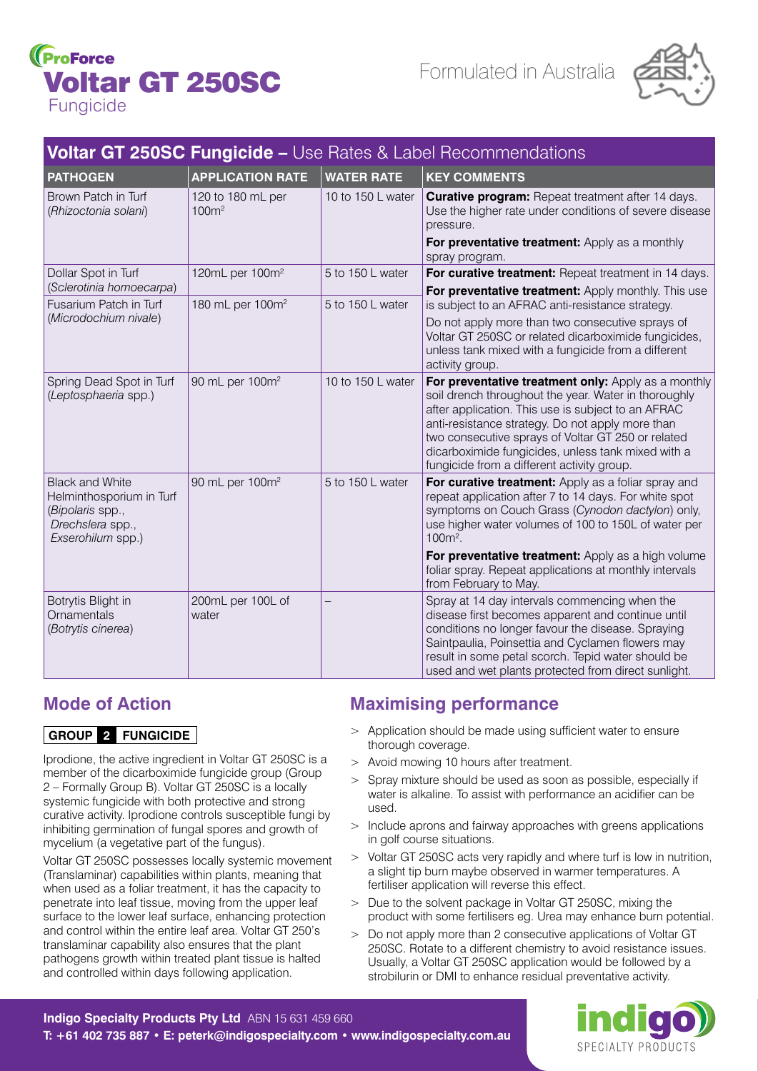ProForce

# Voltar GT 250SC

Fungicide

Formulated in Australia

## Voltar GT 250SC Fungicide – Use Rates & Label Recommendations

| PATHOGEN | APPLICATION RATE | WATER RATE | KEY COMMENTS |
|---|---|---|---|
| Brown Patch in Turf (*Rhizoctonia solani*) | 120 to 180 mL per 100m² | 10 to 150 L water | **Curative program:** Repeat treatment after 14 days. Use the higher rate under conditions of severe disease pressure. **For preventative treatment:** Apply as a monthly spray program. |
| Dollar Spot in Turf (*Sclerotinia homoecarpa*) | 120mL per 100m² | 5 to 150 L water | **For curative treatment:** Repeat treatment in 14 days. **For preventative treatment:** Apply monthly. This use is subject to an AFRAC anti-resistance strategy. Do not apply more than two consecutive sprays of Voltar GT 250SC or related dicarboximide fungicides, unless tank mixed with a fungicide from a different activity group. |
| Fusarium Patch in Turf (*Microdochium nivale*) | 180 mL per 100m² | 5 to 150 L water | |
| Spring Dead Spot in Turf (*Leptosphaeria* spp.) | 90 mL per 100m² | 10 to 150 L water | **For preventative treatment only:** Apply as a monthly soil drench throughout the year. Water in thoroughly after application. This use is subject to an AFRAC anti-resistance strategy. Do not apply more than two consecutive sprays of Voltar GT 250 or related dicarboximide fungicides, unless tank mixed with a fungicide from a different activity group. |
| Black and White Helminthosporium in Turf (*Bipolaris* spp., *Drechslera* spp., *Exserohilum* spp.) | 90 mL per 100m² | 5 to 150 L water | **For curative treatment:** Apply as a foliar spray and repeat application after 7 to 14 days. For white spot symptoms on Couch Grass (*Cynodon dactylon*) only, use higher water volumes of 100 to 150L of water per 100m². **For preventative treatment:** Apply as a high volume foliar spray. Repeat applications at monthly intervals from February to May. |
| Botrytis Blight in Ornamentals (*Botrytis cinerea*) | 200mL per 100L of water | – | Spray at 14 day intervals commencing when the disease first becomes apparent and continue until conditions no longer favour the disease. Spraying Saintpaulia, Poinsettia and Cyclamen flowers may result in some petal scorch. Tepid water should be used and wet plants protected from direct sunlight. |

## Mode of Action

**GROUP 2 FUNGICIDE**

Iprodione, the active ingredient in Voltar GT 250SC is a member of the dicarboximide fungicide group (Group 2 – Formally Group B). Voltar GT 250SC is a locally systemic fungicide with both protective and strong curative activity. Iprodione controls susceptible fungi by inhibiting germination of fungal spores and growth of mycelium (a vegetative part of the fungus).

Voltar GT 250SC possesses locally systemic movement (Translaminar) capabilities within plants, meaning that when used as a foliar treatment, it has the capacity to penetrate into leaf tissue, moving from the upper leaf surface to the lower leaf surface, enhancing protection and control within the entire leaf area. Voltar GT 250's translaminar capability also ensures that the plant pathogens growth within treated plant tissue is halted and controlled within days following application.

## Maximising performance

- Application should be made using sufficient water to ensure thorough coverage.
- Avoid mowing 10 hours after treatment.
- Spray mixture should be used as soon as possible, especially if water is alkaline. To assist with performance an acidifier can be used.
- Include aprons and fairway approaches with greens applications in golf course situations.
- Voltar GT 250SC acts very rapidly and where turf is low in nutrition, a slight tip burn maybe observed in warmer temperatures. A fertiliser application will reverse this effect.
- Due to the solvent package in Voltar GT 250SC, mixing the product with some fertilisers eg. Urea may enhance burn potential.
- Do not apply more than 2 consecutive applications of Voltar GT 250SC. Rotate to a different chemistry to avoid resistance issues. Usually, a Voltar GT 250SC application would be followed by a strobilurin or DMI to enhance residual preventative activity.

**Indigo Specialty Products Pty Ltd** ABN 15 631 459 660
**T: +61 402 735 887 • E: peterk@indigospecialty.com • www.indigospecialty.com.au**

indigo SPECIALTY PRODUCTS